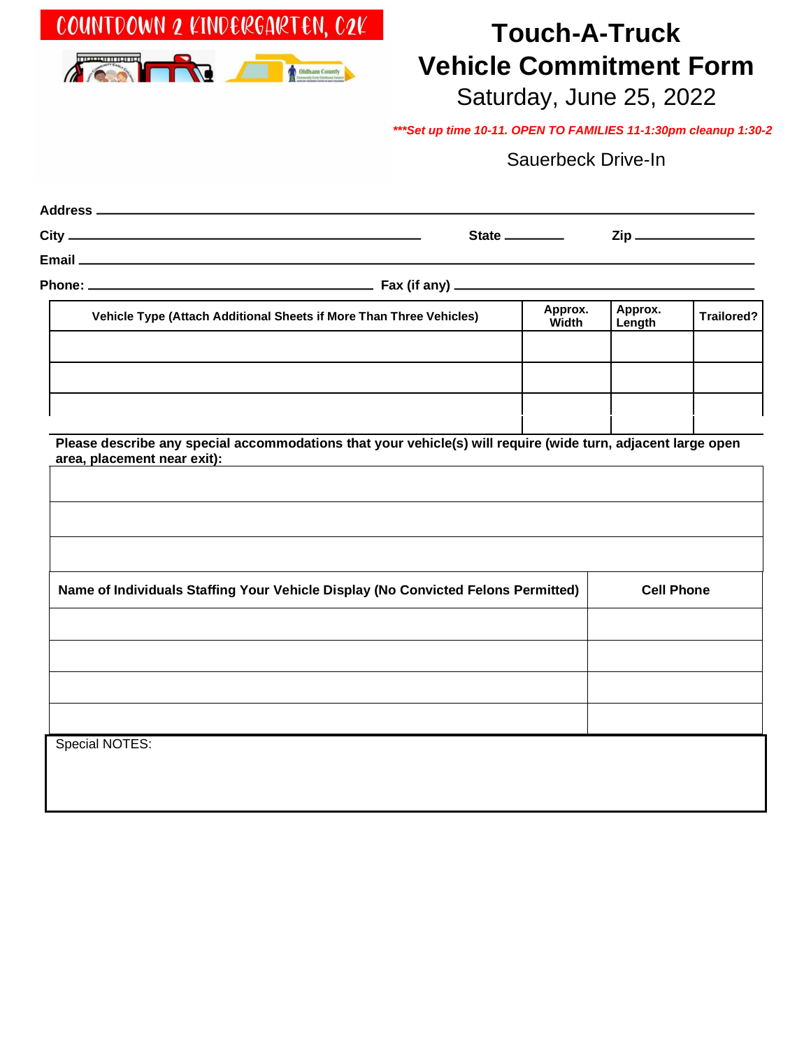COUNTDOWN 2 KINDERGARTEN, C2K

# Touch-A-Truck
# Vehicle Commitment Form

## Saturday, June 25, 2022

***\*\*\*Set up time 10-11. OPEN TO FAMILIES 11-1:30pm cleanup 1:30-2***

Sauerbeck Drive-In

**Address** ______________________________________________

**City** ______________________ **State** ________ **Zip** ____________

**Email** ______________________________________________

**Phone:** ______________________ **Fax (if any)** ______________________

| Vehicle Type (Attach Additional Sheets if More Than Three Vehicles) | Approx. Width | Approx. Length | Trailored? |
|---|---|---|---|
| | | | |
| | | | |
| | | | |

**Please describe any special accommodations that your vehicle(s) will require (wide turn, adjacent large open area, placement near exit):**

| |
|---|
| |
| |
| |

| Name of Individuals Staffing Your Vehicle Display (No Convicted Felons Permitted) | Cell Phone |
|---|---|
| | |
| | |
| | |
| | |

Special NOTES: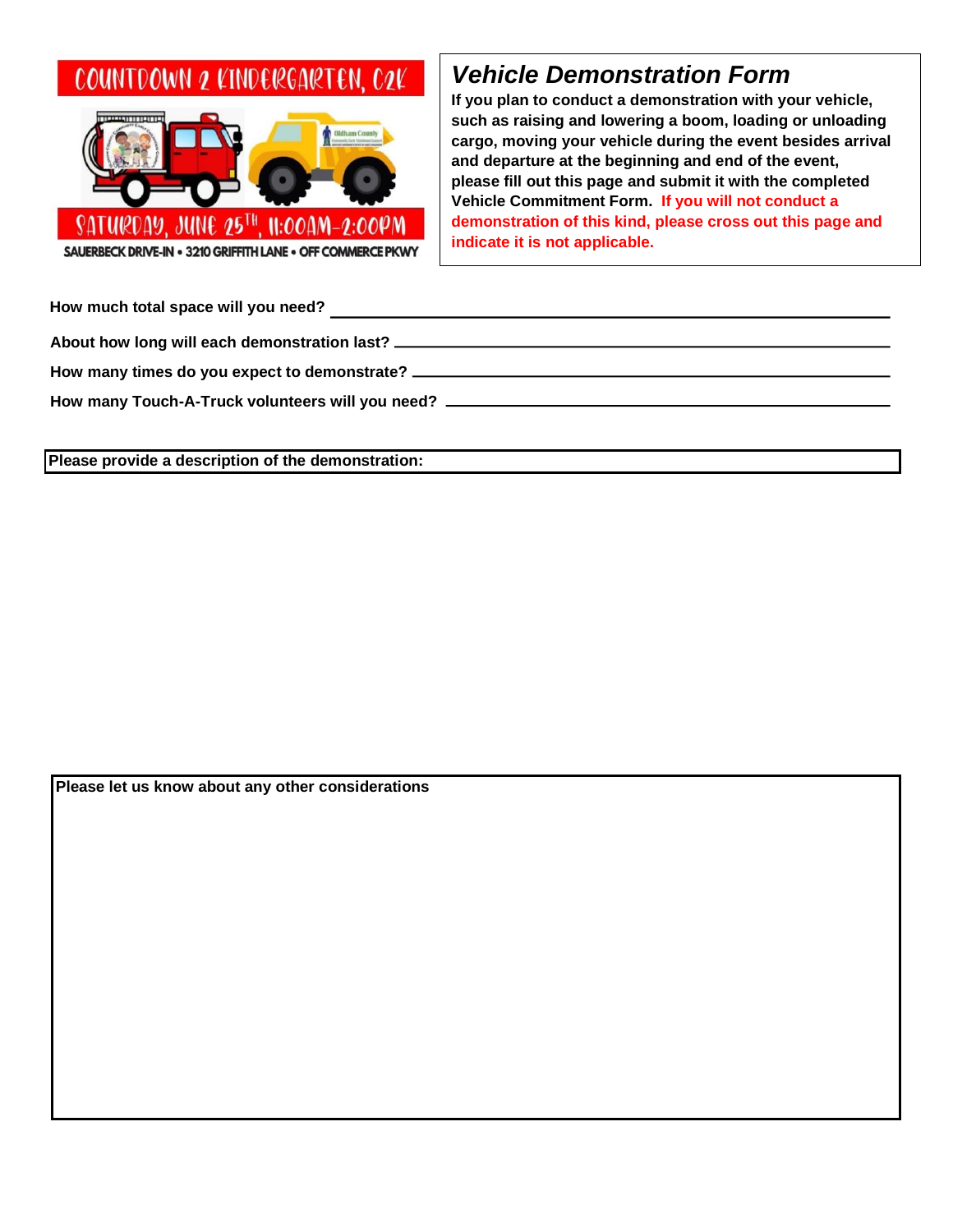COUNTDOWN 2 KINDERGARTEN, C2K

SATURDAY, JUNE 25TH, 11:00AM-2:00PM

SAUERBECK DRIVE-IN • 3210 GRIFFITH LANE • OFF COMMERCE PKWY

# *Vehicle Demonstration Form*

**If you plan to conduct a demonstration with your vehicle, such as raising and lowering a boom, loading or unloading cargo, moving your vehicle during the event besides arrival and departure at the beginning and end of the event, please fill out this page and submit it with the completed Vehicle Commitment Form. If you will not conduct a demonstration of this kind, please cross out this page and indicate it is not applicable.**

**How much total space will you need?** ______________________________

**About how long will each demonstration last?** ______________________________

**How many times do you expect to demonstrate?** ______________________________

**How many Touch-A-Truck volunteers will you need?** ______________________________

**Please provide a description of the demonstration:**

**Please let us know about any other considerations**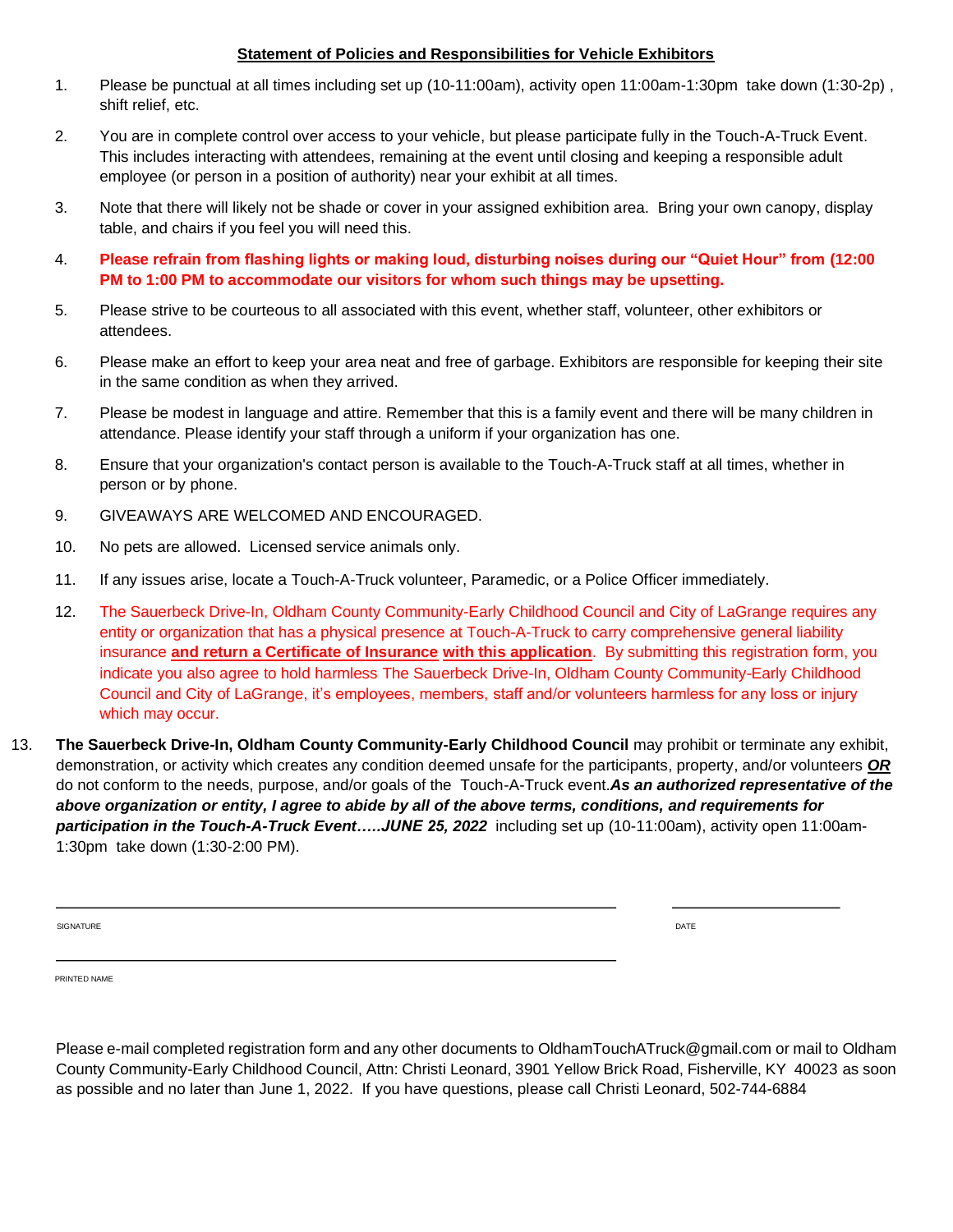## **Statement of Policies and Responsibilities for Vehicle Exhibitors**

1. Please be punctual at all times including set up (10-11:00am), activity open 11:00am-1:30pm take down (1:30-2p) , shift relief, etc.

2. You are in complete control over access to your vehicle, but please participate fully in the Touch-A-Truck Event. This includes interacting with attendees, remaining at the event until closing and keeping a responsible adult employee (or person in a position of authority) near your exhibit at all times.

3. Note that there will likely not be shade or cover in your assigned exhibition area. Bring your own canopy, display table, and chairs if you feel you will need this.

4. **Please refrain from flashing lights or making loud, disturbing noises during our "Quiet Hour" from (12:00 PM to 1:00 PM to accommodate our visitors for whom such things may be upsetting.**

5. Please strive to be courteous to all associated with this event, whether staff, volunteer, other exhibitors or attendees.

6. Please make an effort to keep your area neat and free of garbage. Exhibitors are responsible for keeping their site in the same condition as when they arrived.

7. Please be modest in language and attire. Remember that this is a family event and there will be many children in attendance. Please identify your staff through a uniform if your organization has one.

8. Ensure that your organization's contact person is available to the Touch-A-Truck staff at all times, whether in person or by phone.

9. GIVEAWAYS ARE WELCOMED AND ENCOURAGED.

10. No pets are allowed. Licensed service animals only.

11. If any issues arise, locate a Touch-A-Truck volunteer, Paramedic, or a Police Officer immediately.

12. The Sauerbeck Drive-In, Oldham County Community-Early Childhood Council and City of LaGrange requires any entity or organization that has a physical presence at Touch-A-Truck to carry comprehensive general liability insurance **and return a Certificate of Insurance** **with this application**. By submitting this registration form, you indicate you also agree to hold harmless The Sauerbeck Drive-In, Oldham County Community-Early Childhood Council and City of LaGrange, it's employees, members, staff and/or volunteers harmless for any loss or injury which may occur.

13. **The Sauerbeck Drive-In, Oldham County Community-Early Childhood Council** may prohibit or terminate any exhibit, demonstration, or activity which creates any condition deemed unsafe for the participants, property, and/or volunteers ***OR*** do not conform to the needs, purpose, and/or goals of the Touch-A-Truck event.***As an authorized representative of the above organization or entity, I agree to abide by all of the above terms, conditions, and requirements for participation in the Touch-A-Truck Event…..JUNE 25, 2022*** including set up (10-11:00am), activity open 11:00am-1:30pm take down (1:30-2:00 PM).

______________________________________________ ____________________

SIGNATURE DATE

______________________________________________

PRINTED NAME

Please e-mail completed registration form and any other documents to OldhamTouchATruck@gmail.com or mail to Oldham County Community-Early Childhood Council, Attn: Christi Leonard, 3901 Yellow Brick Road, Fisherville, KY 40023 as soon as possible and no later than June 1, 2022. If you have questions, please call Christi Leonard, 502-744-6884